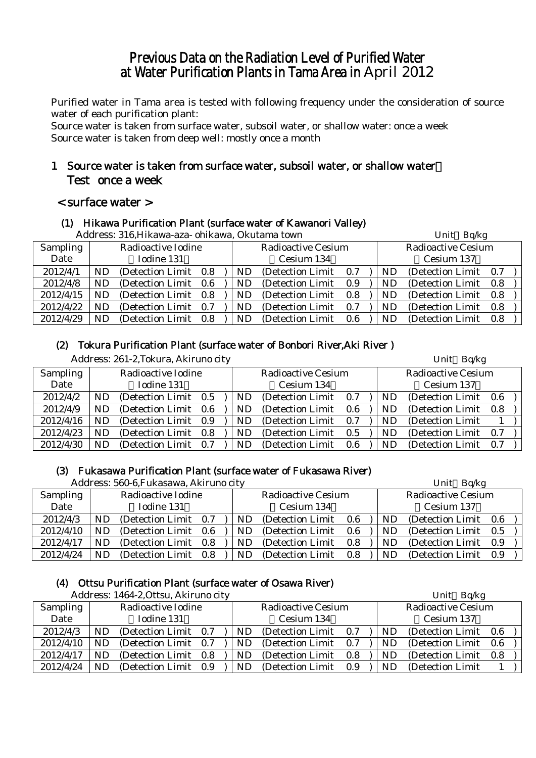# Previous Data on the Radiation Level of Purified Water at Water Purification Plants in Tama Area in April 2012

Purified water in Tama area is tested with following frequency under the consideration of source water of each purification plant:

Source water is taken from surface water, subsoil water, or shallow water: once a week

Source water is taken from deep well: mostly once a month

## 1 Source water is taken from surface water, subsoil water, or shallow water: Test once a week

### < surface water >

#### (1) Hikawa Purification Plant (surface water of Kawanori Valley)

Address: 316,Hikawa-aza- ohikawa, Okutama town

Unit: Bq/kg

| Sampling Date | Radioactive Iodine (Iodine 131) | Radioactive Cesium (Cesium 134) | Radioactive Cesium (Cesium 137) |
|---|---|---|---|
| 2012/4/1 | ND (Detection Limit 0.8) | ND (Detection Limit 0.7) | ND (Detection Limit 0.7) |
| 2012/4/8 | ND (Detection Limit 0.6) | ND (Detection Limit 0.9) | ND (Detection Limit 0.8) |
| 2012/4/15 | ND (Detection Limit 0.8) | ND (Detection Limit 0.8) | ND (Detection Limit 0.8) |
| 2012/4/22 | ND (Detection Limit 0.7) | ND (Detection Limit 0.7) | ND (Detection Limit 0.8) |
| 2012/4/29 | ND (Detection Limit 0.8) | ND (Detection Limit 0.6) | ND (Detection Limit 0.8) |

#### (2) Tokura Purification Plant (surface water of Bonbori River,Aki River )

Address: 261-2,Tokura, Akiruno city

Unit: Bq/kg

| Sampling Date | Radioactive Iodine (Iodine 131) | Radioactive Cesium (Cesium 134) | Radioactive Cesium (Cesium 137) |
|---|---|---|---|
| 2012/4/2 | ND (Detection Limit 0.5) | ND (Detection Limit 0.7) | ND (Detection Limit 0.6) |
| 2012/4/9 | ND (Detection Limit 0.6) | ND (Detection Limit 0.6) | ND (Detection Limit 0.8) |
| 2012/4/16 | ND (Detection Limit 0.9) | ND (Detection Limit 0.7) | ND (Detection Limit 1) |
| 2012/4/23 | ND (Detection Limit 0.8) | ND (Detection Limit 0.5) | ND (Detection Limit 0.7) |
| 2012/4/30 | ND (Detection Limit 0.7) | ND (Detection Limit 0.6) | ND (Detection Limit 0.7) |

#### (3) Fukasawa Purification Plant (surface water of Fukasawa River)

Address: 560-6,Fukasawa, Akiruno city

Unit: Bq/kg

| Sampling Date | Radioactive Iodine (Iodine 131) | Radioactive Cesium (Cesium 134) | Radioactive Cesium (Cesium 137) |
|---|---|---|---|
| 2012/4/3 | ND (Detection Limit 0.7) | ND (Detection Limit 0.6) | ND (Detection Limit 0.6) |
| 2012/4/10 | ND (Detection Limit 0.6) | ND (Detection Limit 0.6) | ND (Detection Limit 0.5) |
| 2012/4/17 | ND (Detection Limit 0.8) | ND (Detection Limit 0.8) | ND (Detection Limit 0.9) |
| 2012/4/24 | ND (Detection Limit 0.8) | ND (Detection Limit 0.8) | ND (Detection Limit 0.9) |

#### (4) Ottsu Purification Plant (surface water of Osawa River)

Address: 1464-2,Ottsu, Akiruno city

Unit: Bq/kg

| Sampling Date | Radioactive Iodine (Iodine 131) | Radioactive Cesium (Cesium 134) | Radioactive Cesium (Cesium 137) |
|---|---|---|---|
| 2012/4/3 | ND (Detection Limit 0.7) | ND (Detection Limit 0.7) | ND (Detection Limit 0.6) |
| 2012/4/10 | ND (Detection Limit 0.7) | ND (Detection Limit 0.7) | ND (Detection Limit 0.6) |
| 2012/4/17 | ND (Detection Limit 0.8) | ND (Detection Limit 0.8) | ND (Detection Limit 0.8) |
| 2012/4/24 | ND (Detection Limit 0.9) | ND (Detection Limit 0.9) | ND (Detection Limit 1) |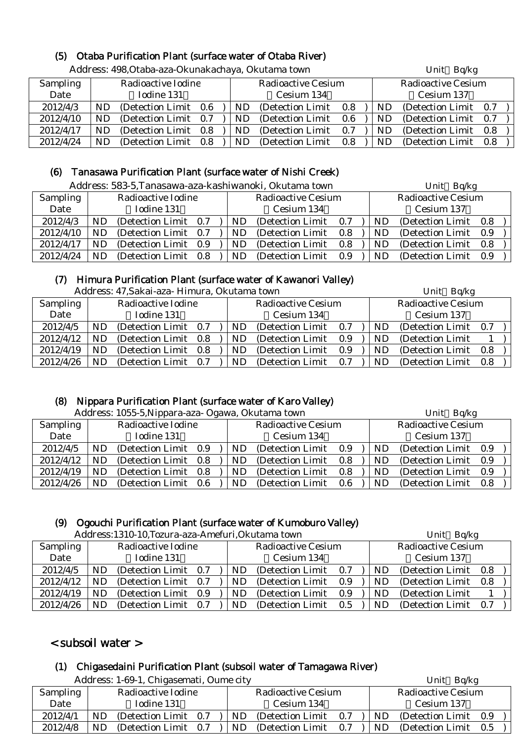### (5) Otaba Purification Plant (surface water of Otaba River)

Address: 498,Otaba-aza-Okunakachaya, Okutama town　　　Unit：Bq/kg

| Sampling Date | Radioactive Iodine (Iodine 131) | Radioactive Cesium (Cesium 134) | Radioactive Cesium (Cesium 137) |
|---|---|---|---|
| 2012/4/3 | ND (Detection Limit 0.6) | ND (Detection Limit 0.8) | ND (Detection Limit 0.7) |
| 2012/4/10 | ND (Detection Limit 0.7) | ND (Detection Limit 0.6) | ND (Detection Limit 0.7) |
| 2012/4/17 | ND (Detection Limit 0.8) | ND (Detection Limit 0.7) | ND (Detection Limit 0.8) |
| 2012/4/24 | ND (Detection Limit 0.8) | ND (Detection Limit 0.8) | ND (Detection Limit 0.8) |

### (6) Tanasawa Purification Plant (surface water of Nishi Creek)

Address: 583-5,Tanasawa-aza-kashiwanoki, Okutama town　　　Unit：Bq/kg

| Sampling Date | Radioactive Iodine (Iodine 131) | Radioactive Cesium (Cesium 134) | Radioactive Cesium (Cesium 137) |
|---|---|---|---|
| 2012/4/3 | ND (Detection Limit 0.7) | ND (Detection Limit 0.7) | ND (Detection Limit 0.8) |
| 2012/4/10 | ND (Detection Limit 0.7) | ND (Detection Limit 0.8) | ND (Detection Limit 0.9) |
| 2012/4/17 | ND (Detection Limit 0.9) | ND (Detection Limit 0.8) | ND (Detection Limit 0.8) |
| 2012/4/24 | ND (Detection Limit 0.8) | ND (Detection Limit 0.9) | ND (Detection Limit 0.9) |

### (7) Himura Purification Plant (surface water of Kawanori Valley)

Address: 47,Sakai-aza- Himura, Okutama town　　　Unit：Bq/kg

| Sampling Date | Radioactive Iodine (Iodine 131) | Radioactive Cesium (Cesium 134) | Radioactive Cesium (Cesium 137) |
|---|---|---|---|
| 2012/4/5 | ND (Detection Limit 0.7) | ND (Detection Limit 0.7) | ND (Detection Limit 0.7) |
| 2012/4/12 | ND (Detection Limit 0.8) | ND (Detection Limit 0.9) | ND (Detection Limit 1) |
| 2012/4/19 | ND (Detection Limit 0.8) | ND (Detection Limit 0.9) | ND (Detection Limit 0.8) |
| 2012/4/26 | ND (Detection Limit 0.7) | ND (Detection Limit 0.7) | ND (Detection Limit 0.8) |

### (8) Nippara Purification Plant (surface water of Karo Valley)

Address: 1055-5,Nippara-aza- Ogawa, Okutama town　　　Unit：Bq/kg

| Sampling Date | Radioactive Iodine (Iodine 131) | Radioactive Cesium (Cesium 134) | Radioactive Cesium (Cesium 137) |
|---|---|---|---|
| 2012/4/5 | ND (Detection Limit 0.9) | ND (Detection Limit 0.9) | ND (Detection Limit 0.9) |
| 2012/4/12 | ND (Detection Limit 0.8) | ND (Detection Limit 0.8) | ND (Detection Limit 0.9) |
| 2012/4/19 | ND (Detection Limit 0.8) | ND (Detection Limit 0.8) | ND (Detection Limit 0.9) |
| 2012/4/26 | ND (Detection Limit 0.6) | ND (Detection Limit 0.6) | ND (Detection Limit 0.8) |

### (9) Ogouchi Purification Plant (surface water of Kumoburo Valley)

Address:1310-10,Tozura-aza-Amefuri,Okutama town　　　Unit：Bq/kg

| Sampling Date | Radioactive Iodine (Iodine 131) | Radioactive Cesium (Cesium 134) | Radioactive Cesium (Cesium 137) |
|---|---|---|---|
| 2012/4/5 | ND (Detection Limit 0.7) | ND (Detection Limit 0.7) | ND (Detection Limit 0.8) |
| 2012/4/12 | ND (Detection Limit 0.7) | ND (Detection Limit 0.9) | ND (Detection Limit 0.8) |
| 2012/4/19 | ND (Detection Limit 0.9) | ND (Detection Limit 0.9) | ND (Detection Limit 1) |
| 2012/4/26 | ND (Detection Limit 0.7) | ND (Detection Limit 0.5) | ND (Detection Limit 0.7) |

## < subsoil water >

### (1) Chigasedaini Purification Plant (subsoil water of Tamagawa River)

Address: 1-69-1, Chigasemati, Oume city　　　Unit：Bq/kg

| Sampling Date | Radioactive Iodine (Iodine 131) | Radioactive Cesium (Cesium 134) | Radioactive Cesium (Cesium 137) |
|---|---|---|---|
| 2012/4/1 | ND (Detection Limit 0.7) | ND (Detection Limit 0.7) | ND (Detection Limit 0.9) |
| 2012/4/8 | ND (Detection Limit 0.7) | ND (Detection Limit 0.7) | ND (Detection Limit 0.5) |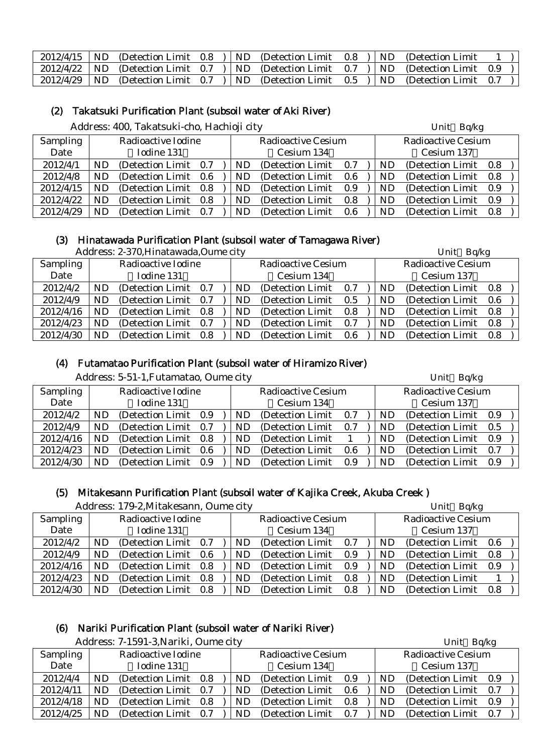| 2012/4/15 | ND | (Detection Limit 0.8 ) | ND | (Detection Limit 0.8 ) | ND | (Detection Limit 1 ) |
|---|---|---|---|---|---|---|
| 2012/4/22 | ND | (Detection Limit 0.7 ) | ND | (Detection Limit 0.7 ) | ND | (Detection Limit 0.9 ) |
| 2012/4/29 | ND | (Detection Limit 0.7 ) | ND | (Detection Limit 0.5 ) | ND | (Detection Limit 0.7 ) |

## (2) Takatsuki Purification Plant (subsoil water of Aki River)

Address: 400, Takatsuki-cho, Hachioji city

Unit：Bq/kg

| Sampling Date | Radioactive Iodine （Iodine 131） | | Radioactive Cesium （Cesium 134） | | Radioactive Cesium （Cesium 137） | |
|---|---|---|---|---|---|---|
| 2012/4/1 | ND | (Detection Limit 0.7 ) | ND | (Detection Limit 0.7 ) | ND | (Detection Limit 0.8 ) |
| 2012/4/8 | ND | (Detection Limit 0.6 ) | ND | (Detection Limit 0.6 ) | ND | (Detection Limit 0.8 ) |
| 2012/4/15 | ND | (Detection Limit 0.8 ) | ND | (Detection Limit 0.9 ) | ND | (Detection Limit 0.9 ) |
| 2012/4/22 | ND | (Detection Limit 0.8 ) | ND | (Detection Limit 0.8 ) | ND | (Detection Limit 0.9 ) |
| 2012/4/29 | ND | (Detection Limit 0.7 ) | ND | (Detection Limit 0.6 ) | ND | (Detection Limit 0.8 ) |

## (3) Hinatawada Purification Plant (subsoil water of Tamagawa River)

Address: 2-370,Hinatawada,Oume city

Unit：Bq/kg

| Sampling Date | Radioactive Iodine （Iodine 131） | | Radioactive Cesium （Cesium 134） | | Radioactive Cesium （Cesium 137） | |
|---|---|---|---|---|---|---|
| 2012/4/2 | ND | (Detection Limit 0.7 ) | ND | (Detection Limit 0.7 ) | ND | (Detection Limit 0.8 ) |
| 2012/4/9 | ND | (Detection Limit 0.7 ) | ND | (Detection Limit 0.5 ) | ND | (Detection Limit 0.6 ) |
| 2012/4/16 | ND | (Detection Limit 0.8 ) | ND | (Detection Limit 0.8 ) | ND | (Detection Limit 0.8 ) |
| 2012/4/23 | ND | (Detection Limit 0.7 ) | ND | (Detection Limit 0.7 ) | ND | (Detection Limit 0.8 ) |
| 2012/4/30 | ND | (Detection Limit 0.8 ) | ND | (Detection Limit 0.6 ) | ND | (Detection Limit 0.8 ) |

## (4) Futamatao Purification Plant (subsoil water of Hiramizo River)

Address: 5-51-1,Futamatao, Oume city

Unit：Bq/kg

| Sampling Date | Radioactive Iodine （Iodine 131） | | Radioactive Cesium （Cesium 134） | | Radioactive Cesium （Cesium 137） | |
|---|---|---|---|---|---|---|
| 2012/4/2 | ND | (Detection Limit 0.9 ) | ND | (Detection Limit 0.7 ) | ND | (Detection Limit 0.9 ) |
| 2012/4/9 | ND | (Detection Limit 0.7 ) | ND | (Detection Limit 0.7 ) | ND | (Detection Limit 0.5 ) |
| 2012/4/16 | ND | (Detection Limit 0.8 ) | ND | (Detection Limit 1 ) | ND | (Detection Limit 0.9 ) |
| 2012/4/23 | ND | (Detection Limit 0.6 ) | ND | (Detection Limit 0.6 ) | ND | (Detection Limit 0.7 ) |
| 2012/4/30 | ND | (Detection Limit 0.9 ) | ND | (Detection Limit 0.9 ) | ND | (Detection Limit 0.9 ) |

## (5) Mitakesann Purification Plant (subsoil water of Kajika Creek, Akuba Creek )

Address: 179-2,Mitakesann, Oume city

Unit：Bq/kg

| Sampling Date | Radioactive Iodine （Iodine 131） | | Radioactive Cesium （Cesium 134） | | Radioactive Cesium （Cesium 137） | |
|---|---|---|---|---|---|---|
| 2012/4/2 | ND | (Detection Limit 0.7 ) | ND | (Detection Limit 0.7 ) | ND | (Detection Limit 0.6 ) |
| 2012/4/9 | ND | (Detection Limit 0.6 ) | ND | (Detection Limit 0.9 ) | ND | (Detection Limit 0.8 ) |
| 2012/4/16 | ND | (Detection Limit 0.8 ) | ND | (Detection Limit 0.9 ) | ND | (Detection Limit 0.9 ) |
| 2012/4/23 | ND | (Detection Limit 0.8 ) | ND | (Detection Limit 0.8 ) | ND | (Detection Limit 1 ) |
| 2012/4/30 | ND | (Detection Limit 0.8 ) | ND | (Detection Limit 0.8 ) | ND | (Detection Limit 0.8 ) |

## (6) Nariki Purification Plant (subsoil water of Nariki River)

Address: 7-1591-3,Nariki, Oume city

Unit：Bq/kg

| Sampling Date | Radioactive Iodine （Iodine 131） | | Radioactive Cesium （Cesium 134） | | Radioactive Cesium （Cesium 137） | |
|---|---|---|---|---|---|---|
| 2012/4/4 | ND | (Detection Limit 0.8 ) | ND | (Detection Limit 0.9 ) | ND | (Detection Limit 0.9 ) |
| 2012/4/11 | ND | (Detection Limit 0.7 ) | ND | (Detection Limit 0.6 ) | ND | (Detection Limit 0.7 ) |
| 2012/4/18 | ND | (Detection Limit 0.8 ) | ND | (Detection Limit 0.8 ) | ND | (Detection Limit 0.9 ) |
| 2012/4/25 | ND | (Detection Limit 0.7 ) | ND | (Detection Limit 0.7 ) | ND | (Detection Limit 0.7 ) |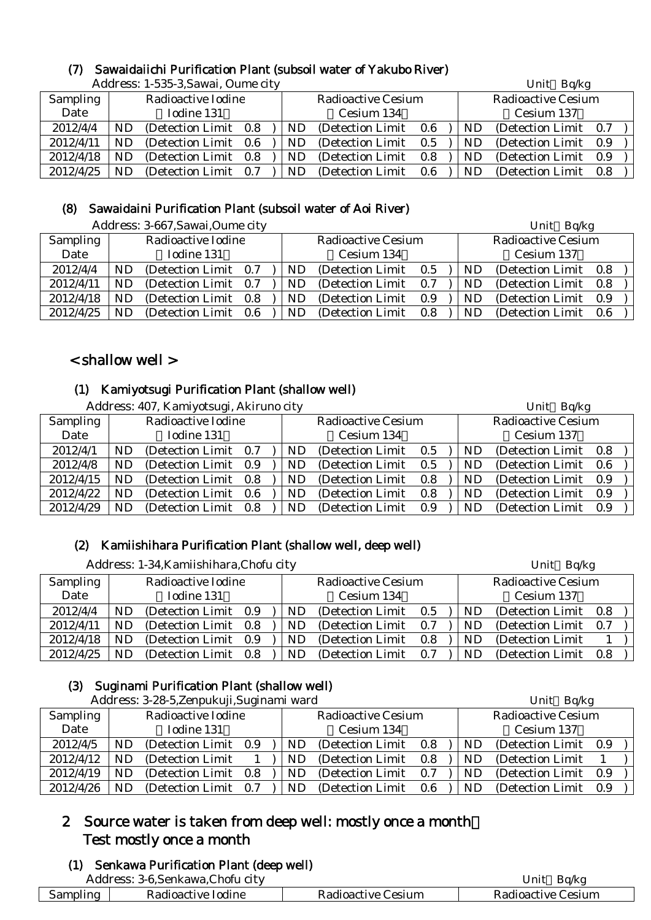### (7) Sawaidaiichi Purification Plant (subsoil water of Yakubo River)

Address: 1-535-3,Sawai, Oume city

Unit：Bq/kg

| Sampling Date | Radioactive Iodine (Iodine 131) | Radioactive Cesium (Cesium 134) | Radioactive Cesium (Cesium 137) |
|---|---|---|---|
| 2012/4/4 | ND (Detection Limit 0.8 ) | ND (Detection Limit 0.6 ) | ND (Detection Limit 0.7 ) |
| 2012/4/11 | ND (Detection Limit 0.6 ) | ND (Detection Limit 0.5 ) | ND (Detection Limit 0.9 ) |
| 2012/4/18 | ND (Detection Limit 0.8 ) | ND (Detection Limit 0.8 ) | ND (Detection Limit 0.9 ) |
| 2012/4/25 | ND (Detection Limit 0.7 ) | ND (Detection Limit 0.6 ) | ND (Detection Limit 0.8 ) |

### (8) Sawaidaini Purification Plant (subsoil water of Aoi River)

Address: 3-667,Sawai,Oume city

Unit：Bq/kg

| Sampling Date | Radioactive Iodine (Iodine 131) | Radioactive Cesium (Cesium 134) | Radioactive Cesium (Cesium 137) |
|---|---|---|---|
| 2012/4/4 | ND (Detection Limit 0.7 ) | ND (Detection Limit 0.5 ) | ND (Detection Limit 0.8 ) |
| 2012/4/11 | ND (Detection Limit 0.7 ) | ND (Detection Limit 0.7 ) | ND (Detection Limit 0.8 ) |
| 2012/4/18 | ND (Detection Limit 0.8 ) | ND (Detection Limit 0.9 ) | ND (Detection Limit 0.9 ) |
| 2012/4/25 | ND (Detection Limit 0.6 ) | ND (Detection Limit 0.8 ) | ND (Detection Limit 0.6 ) |

## < shallow well >

### (1) Kamiyotsugi Purification Plant (shallow well)

Address: 407, Kamiyotsugi, Akiruno city

Unit：Bq/kg

| Sampling Date | Radioactive Iodine (Iodine 131) | Radioactive Cesium (Cesium 134) | Radioactive Cesium (Cesium 137) |
|---|---|---|---|
| 2012/4/1 | ND (Detection Limit 0.7 ) | ND (Detection Limit 0.5 ) | ND (Detection Limit 0.8 ) |
| 2012/4/8 | ND (Detection Limit 0.9 ) | ND (Detection Limit 0.5 ) | ND (Detection Limit 0.6 ) |
| 2012/4/15 | ND (Detection Limit 0.8 ) | ND (Detection Limit 0.8 ) | ND (Detection Limit 0.9 ) |
| 2012/4/22 | ND (Detection Limit 0.6 ) | ND (Detection Limit 0.8 ) | ND (Detection Limit 0.9 ) |
| 2012/4/29 | ND (Detection Limit 0.8 ) | ND (Detection Limit 0.9 ) | ND (Detection Limit 0.9 ) |

### (2) Kamiishihara Purification Plant (shallow well, deep well)

Address: 1-34,Kamiishihara,Chofu city

Unit：Bq/kg

| Sampling Date | Radioactive Iodine (Iodine 131) | Radioactive Cesium (Cesium 134) | Radioactive Cesium (Cesium 137) |
|---|---|---|---|
| 2012/4/4 | ND (Detection Limit 0.9 ) | ND (Detection Limit 0.5 ) | ND (Detection Limit 0.8 ) |
| 2012/4/11 | ND (Detection Limit 0.8 ) | ND (Detection Limit 0.7 ) | ND (Detection Limit 0.7 ) |
| 2012/4/18 | ND (Detection Limit 0.9 ) | ND (Detection Limit 0.8 ) | ND (Detection Limit 1 ) |
| 2012/4/25 | ND (Detection Limit 0.8 ) | ND (Detection Limit 0.7 ) | ND (Detection Limit 0.8 ) |

### (3) Suginami Purification Plant (shallow well)

Address: 3-28-5,Zenpukuji,Suginami ward

Unit：Bq/kg

| Sampling Date | Radioactive Iodine (Iodine 131) | Radioactive Cesium (Cesium 134) | Radioactive Cesium (Cesium 137) |
|---|---|---|---|
| 2012/4/5 | ND (Detection Limit 0.9 ) | ND (Detection Limit 0.8 ) | ND (Detection Limit 0.9 ) |
| 2012/4/12 | ND (Detection Limit 1 ) | ND (Detection Limit 0.8 ) | ND (Detection Limit 1 ) |
| 2012/4/19 | ND (Detection Limit 0.8 ) | ND (Detection Limit 0.7 ) | ND (Detection Limit 0.9 ) |
| 2012/4/26 | ND (Detection Limit 0.7 ) | ND (Detection Limit 0.6 ) | ND (Detection Limit 0.9 ) |

## 2 Source water is taken from deep well: mostly once a month
## Test mostly once a month

### (1) Senkawa Purification Plant (deep well)

Address: 3-6,Senkawa,Chofu city

Unit：Bq/kg

| Sampling | Radioactive Iodine | Radioactive Cesium | Radioactive Cesium |
|---|---|---|---|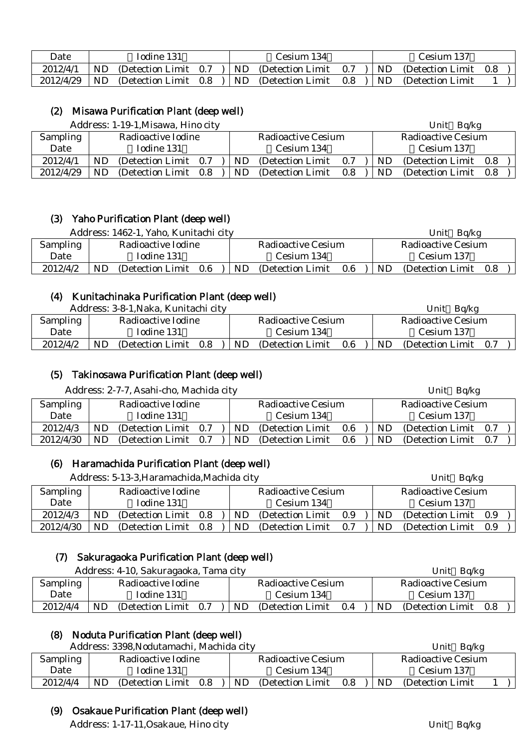| Date | （Iodine 131） | （Cesium 134） | （Cesium 137） |
|---|---|---|---|
| 2012/4/1 | ND (Detection Limit 0.7 ) | ND (Detection Limit 0.7 ) | ND (Detection Limit 0.8 ) |
| 2012/4/29 | ND (Detection Limit 0.8 ) | ND (Detection Limit 0.8 ) | ND (Detection Limit 1 ) |

## (2) Misawa Purification Plant (deep well)

Address: 1-19-1,Misawa, Hino city　　Unit：Bq/kg

| Sampling Date | Radioactive Iodine （Iodine 131） | Radioactive Cesium （Cesium 134） | Radioactive Cesium （Cesium 137） |
|---|---|---|---|
| 2012/4/1 | ND (Detection Limit 0.7 ) | ND (Detection Limit 0.7 ) | ND (Detection Limit 0.8 ) |
| 2012/4/29 | ND (Detection Limit 0.8 ) | ND (Detection Limit 0.8 ) | ND (Detection Limit 0.8 ) |

## (3) Yaho Purification Plant (deep well)

Address: 1462-1, Yaho, Kunitachi city　　Unit：Bq/kg

| Sampling Date | Radioactive Iodine （Iodine 131） | Radioactive Cesium （Cesium 134） | Radioactive Cesium （Cesium 137） |
|---|---|---|---|
| 2012/4/2 | ND (Detection Limit 0.6 ) | ND (Detection Limit 0.6 ) | ND (Detection Limit 0.8 ) |

## (4) Kunitachinaka Purification Plant (deep well)

Address: 3-8-1,Naka, Kunitachi city　　Unit：Bq/kg

| Sampling Date | Radioactive Iodine （Iodine 131） | Radioactive Cesium （Cesium 134） | Radioactive Cesium （Cesium 137） |
|---|---|---|---|
| 2012/4/2 | ND (Detection Limit 0.8 ) | ND (Detection Limit 0.6 ) | ND (Detection Limit 0.7 ) |

## (5) Takinosawa Purification Plant (deep well)

Address: 2-7-7, Asahi-cho, Machida city　　Unit：Bq/kg

| Sampling Date | Radioactive Iodine （Iodine 131） | Radioactive Cesium （Cesium 134） | Radioactive Cesium （Cesium 137） |
|---|---|---|---|
| 2012/4/3 | ND (Detection Limit 0.7 ) | ND (Detection Limit 0.6 ) | ND (Detection Limit 0.7 ) |
| 2012/4/30 | ND (Detection Limit 0.7 ) | ND (Detection Limit 0.6 ) | ND (Detection Limit 0.7 ) |

## (6) Haramachida Purification Plant (deep well)

Address: 5-13-3,Haramachida,Machida city　　Unit：Bq/kg

| Sampling Date | Radioactive Iodine （Iodine 131） | Radioactive Cesium （Cesium 134） | Radioactive Cesium （Cesium 137） |
|---|---|---|---|
| 2012/4/3 | ND (Detection Limit 0.8 ) | ND (Detection Limit 0.9 ) | ND (Detection Limit 0.9 ) |
| 2012/4/30 | ND (Detection Limit 0.8 ) | ND (Detection Limit 0.7 ) | ND (Detection Limit 0.9 ) |

## (7) Sakuragaoka Purification Plant (deep well)

Address: 4-10, Sakuragaoka, Tama city　　Unit：Bq/kg

| Sampling Date | Radioactive Iodine （Iodine 131） | Radioactive Cesium （Cesium 134） | Radioactive Cesium （Cesium 137） |
|---|---|---|---|
| 2012/4/4 | ND (Detection Limit 0.7 ) | ND (Detection Limit 0.4 ) | ND (Detection Limit 0.8 ) |

## (8) Noduta Purification Plant (deep well)

Address: 3398,Nodutamachi, Machida city　　Unit：Bq/kg

| Sampling Date | Radioactive Iodine （Iodine 131） | Radioactive Cesium （Cesium 134） | Radioactive Cesium （Cesium 137） |
|---|---|---|---|
| 2012/4/4 | ND (Detection Limit 0.8 ) | ND (Detection Limit 0.8 ) | ND (Detection Limit 1 ) |

## (9) Osakaue Purification Plant (deep well)

Address: 1-17-11,Osakaue, Hino city　　Unit：Bq/kg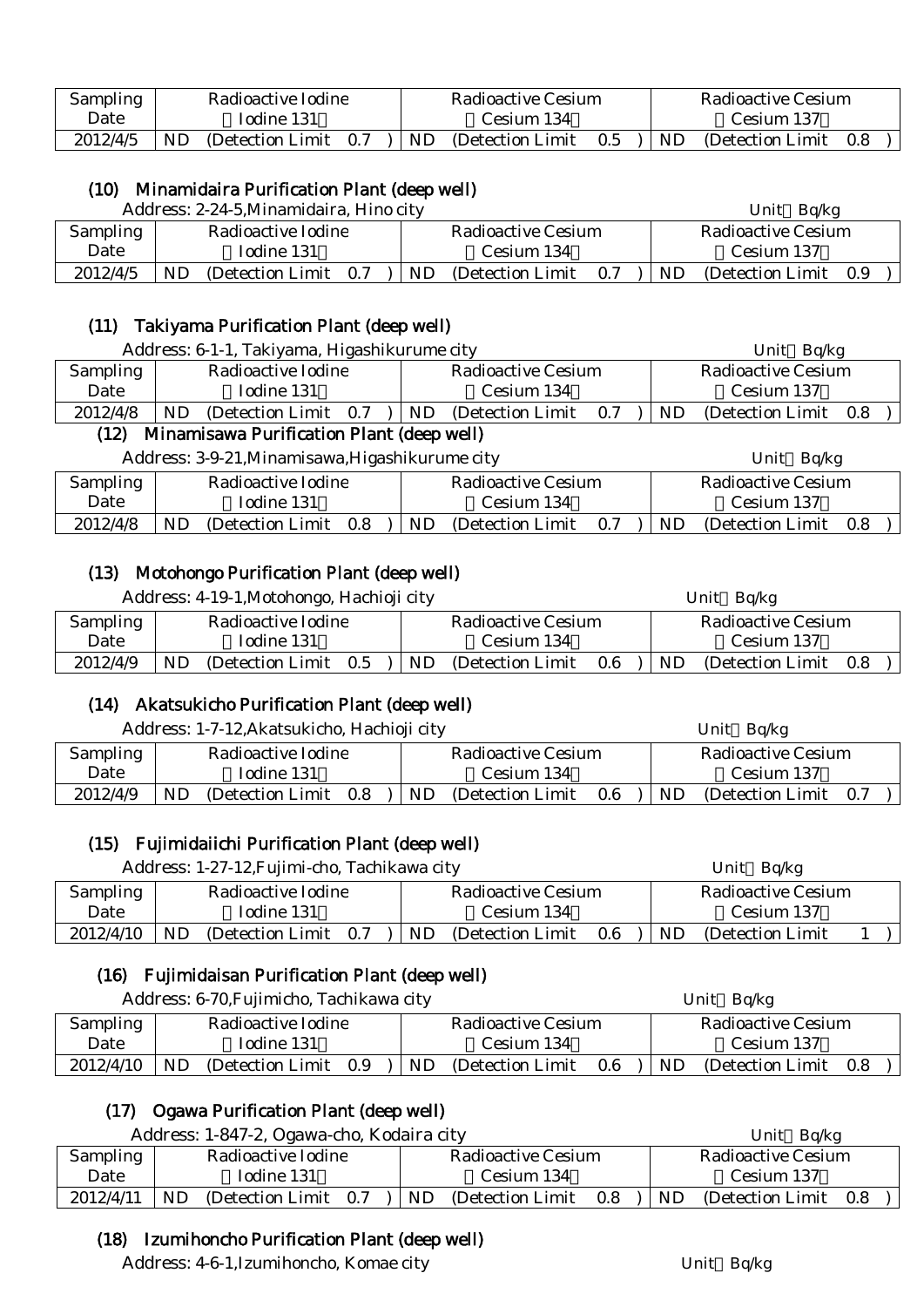| Sampling Date | Radioactive Iodine （Iodine 131） | Radioactive Cesium （Cesium 134） | Radioactive Cesium （Cesium 137） |
|---|---|---|---|
| 2012/4/5 | ND (Detection Limit 0.7 ) | ND (Detection Limit 0.5 ) | ND (Detection Limit 0.8 ) |

### (10) Minamidaira Purification Plant (deep well)

Address: 2-24-5,Minamidaira, Hino city　　　　　　　　　　Unit：Bq/kg

| Sampling Date | Radioactive Iodine （Iodine 131） | Radioactive Cesium （Cesium 134） | Radioactive Cesium （Cesium 137） |
|---|---|---|---|
| 2012/4/5 | ND (Detection Limit 0.7 ) | ND (Detection Limit 0.7 ) | ND (Detection Limit 0.9 ) |

### (11) Takiyama Purification Plant (deep well)

Address: 6-1-1, Takiyama, Higashikurume city　　　　　　　　　　Unit：Bq/kg

| Sampling Date | Radioactive Iodine （Iodine 131） | Radioactive Cesium （Cesium 134） | Radioactive Cesium （Cesium 137） |
|---|---|---|---|
| 2012/4/8 | ND (Detection Limit 0.7 ) | ND (Detection Limit 0.7 ) | ND (Detection Limit 0.8 ) |

### (12) Minamisawa Purification Plant (deep well)

Address: 3-9-21,Minamisawa,Higashikurume city　　　　　　　　　　Unit：Bq/kg

| Sampling Date | Radioactive Iodine （Iodine 131） | Radioactive Cesium （Cesium 134） | Radioactive Cesium （Cesium 137） |
|---|---|---|---|
| 2012/4/8 | ND (Detection Limit 0.8 ) | ND (Detection Limit 0.7 ) | ND (Detection Limit 0.8 ) |

### (13) Motohongo Purification Plant (deep well)

Address: 4-19-1,Motohongo, Hachioji city　　　　　　　　　　Unit：Bq/kg

| Sampling Date | Radioactive Iodine （Iodine 131） | Radioactive Cesium （Cesium 134） | Radioactive Cesium （Cesium 137） |
|---|---|---|---|
| 2012/4/9 | ND (Detection Limit 0.5 ) | ND (Detection Limit 0.6 ) | ND (Detection Limit 0.8 ) |

### (14) Akatsukicho Purification Plant (deep well)

Address: 1-7-12,Akatsukicho, Hachioji city　　　　　　　　　　Unit：Bq/kg

| Sampling Date | Radioactive Iodine （Iodine 131） | Radioactive Cesium （Cesium 134） | Radioactive Cesium （Cesium 137） |
|---|---|---|---|
| 2012/4/9 | ND (Detection Limit 0.8 ) | ND (Detection Limit 0.6 ) | ND (Detection Limit 0.7 ) |

### (15) Fujimidaiichi Purification Plant (deep well)

Address: 1-27-12,Fujimi-cho, Tachikawa city　　　　　　　　　　Unit：Bq/kg

| Sampling Date | Radioactive Iodine （Iodine 131） | Radioactive Cesium （Cesium 134） | Radioactive Cesium （Cesium 137） |
|---|---|---|---|
| 2012/4/10 | ND (Detection Limit 0.7 ) | ND (Detection Limit 0.6 ) | ND (Detection Limit 1 ) |

### (16) Fujimidaisan Purification Plant (deep well)

Address: 6-70,Fujimicho, Tachikawa city　　　　　　　　　　Unit：Bq/kg

| Sampling Date | Radioactive Iodine （Iodine 131） | Radioactive Cesium （Cesium 134） | Radioactive Cesium （Cesium 137） |
|---|---|---|---|
| 2012/4/10 | ND (Detection Limit 0.9 ) | ND (Detection Limit 0.6 ) | ND (Detection Limit 0.8 ) |

### (17) Ogawa Purification Plant (deep well)

Address: 1-847-2, Ogawa-cho, Kodaira city　　　　　　　　　　Unit：Bq/kg

| Sampling Date | Radioactive Iodine （Iodine 131） | Radioactive Cesium （Cesium 134） | Radioactive Cesium （Cesium 137） |
|---|---|---|---|
| 2012/4/11 | ND (Detection Limit 0.7 ) | ND (Detection Limit 0.8 ) | ND (Detection Limit 0.8 ) |

### (18) Izumihoncho Purification Plant (deep well)

Address: 4-6-1,Izumihoncho, Komae city　　　　　　　　　　Unit：Bq/kg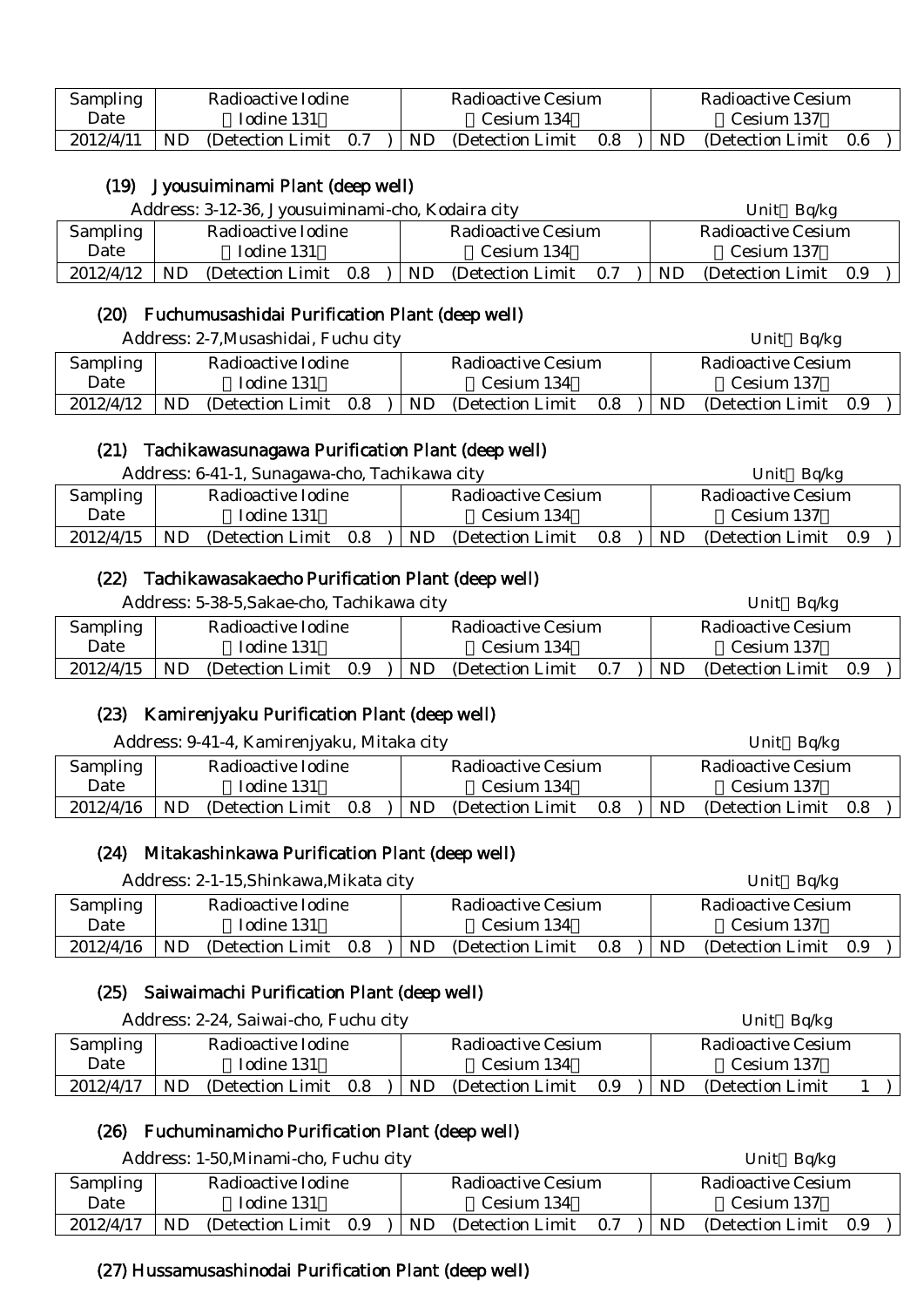| Sampling Date | Radioactive Iodine （Iodine 131） | Radioactive Cesium （Cesium 134） | Radioactive Cesium （Cesium 137） |
|---|---|---|---|
| 2012/4/11 | ND (Detection Limit 0.7 ) | ND (Detection Limit 0.8 ) | ND (Detection Limit 0.6 ) |

### (19) Jyousuiminami Plant (deep well)

Address: 3-12-36, Jyousuiminami-cho, Kodaira city　　　　Unit：Bq/kg

| Sampling Date | Radioactive Iodine （Iodine 131） | Radioactive Cesium （Cesium 134） | Radioactive Cesium （Cesium 137） |
|---|---|---|---|
| 2012/4/12 | ND (Detection Limit 0.8 ) | ND (Detection Limit 0.7 ) | ND (Detection Limit 0.9 ) |

### (20) Fuchumusashidai Purification Plant (deep well)

Address: 2-7,Musashidai, Fuchu city　　　　Unit：Bq/kg

| Sampling Date | Radioactive Iodine （Iodine 131） | Radioactive Cesium （Cesium 134） | Radioactive Cesium （Cesium 137） |
|---|---|---|---|
| 2012/4/12 | ND (Detection Limit 0.8 ) | ND (Detection Limit 0.8 ) | ND (Detection Limit 0.9 ) |

### (21) Tachikawasunagawa Purification Plant (deep well)

Address: 6-41-1, Sunagawa-cho, Tachikawa city　　　　Unit：Bq/kg

| Sampling Date | Radioactive Iodine （Iodine 131） | Radioactive Cesium （Cesium 134） | Radioactive Cesium （Cesium 137） |
|---|---|---|---|
| 2012/4/15 | ND (Detection Limit 0.8 ) | ND (Detection Limit 0.8 ) | ND (Detection Limit 0.9 ) |

### (22) Tachikawasakaecho Purification Plant (deep well)

Address: 5-38-5,Sakae-cho, Tachikawa city　　　　Unit：Bq/kg

| Sampling Date | Radioactive Iodine （Iodine 131） | Radioactive Cesium （Cesium 134） | Radioactive Cesium （Cesium 137） |
|---|---|---|---|
| 2012/4/15 | ND (Detection Limit 0.9 ) | ND (Detection Limit 0.7 ) | ND (Detection Limit 0.9 ) |

### (23) Kamirenjyaku Purification Plant (deep well)

Address: 9-41-4, Kamirenjyaku, Mitaka city　　　　Unit：Bq/kg

| Sampling Date | Radioactive Iodine （Iodine 131） | Radioactive Cesium （Cesium 134） | Radioactive Cesium （Cesium 137） |
|---|---|---|---|
| 2012/4/16 | ND (Detection Limit 0.8 ) | ND (Detection Limit 0.8 ) | ND (Detection Limit 0.8 ) |

### (24) Mitakashinkawa Purification Plant (deep well)

Address: 2-1-15,Shinkawa,Mikata city　　　　Unit：Bq/kg

| Sampling Date | Radioactive Iodine （Iodine 131） | Radioactive Cesium （Cesium 134） | Radioactive Cesium （Cesium 137） |
|---|---|---|---|
| 2012/4/16 | ND (Detection Limit 0.8 ) | ND (Detection Limit 0.8 ) | ND (Detection Limit 0.9 ) |

### (25) Saiwaimachi Purification Plant (deep well)

Address: 2-24, Saiwai-cho, Fuchu city　　　　Unit：Bq/kg

| Sampling Date | Radioactive Iodine （Iodine 131） | Radioactive Cesium （Cesium 134） | Radioactive Cesium （Cesium 137） |
|---|---|---|---|
| 2012/4/17 | ND (Detection Limit 0.8 ) | ND (Detection Limit 0.9 ) | ND (Detection Limit 1 ) |

### (26) Fuchuminamicho Purification Plant (deep well)

Address: 1-50,Minami-cho, Fuchu city　　　　Unit：Bq/kg

| Sampling Date | Radioactive Iodine （Iodine 131） | Radioactive Cesium （Cesium 134） | Radioactive Cesium （Cesium 137） |
|---|---|---|---|
| 2012/4/17 | ND (Detection Limit 0.9 ) | ND (Detection Limit 0.7 ) | ND (Detection Limit 0.9 ) |

### (27) Hussamusashinodai Purification Plant (deep well)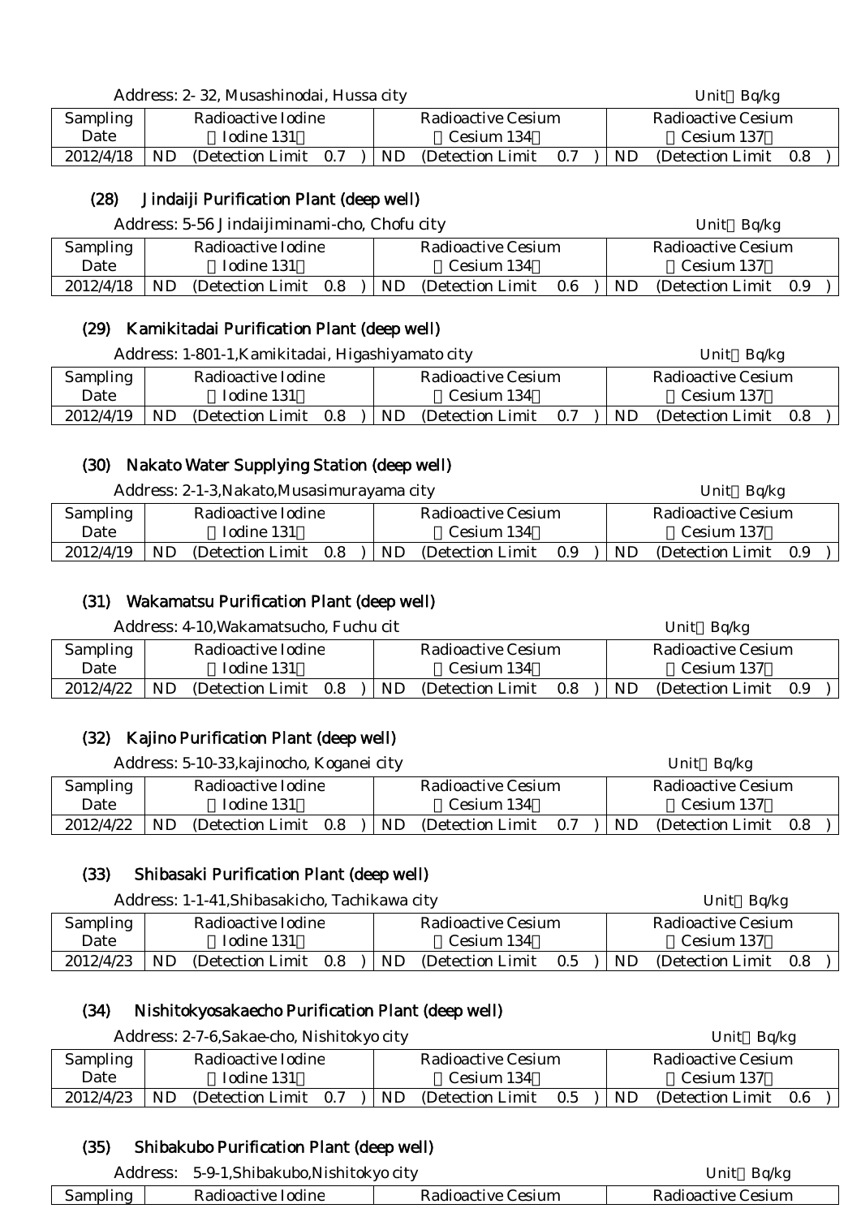Address: 2- 32, Musashinodai, Hussa city　　Unit：Bq/kg

| Sampling Date | Radioactive Iodine (Iodine 131) | Radioactive Cesium (Cesium 134) | Radioactive Cesium (Cesium 137) |
|---|---|---|---|
| 2012/4/18 | ND (Detection Limit 0.7 ) | ND (Detection Limit 0.7 ) | ND (Detection Limit 0.8 ) |

## (28) Jindaiji Purification Plant (deep well)

Address: 5-56 Jindaijiminami-cho, Chofu city　　Unit：Bq/kg

| Sampling Date | Radioactive Iodine (Iodine 131) | Radioactive Cesium (Cesium 134) | Radioactive Cesium (Cesium 137) |
|---|---|---|---|
| 2012/4/18 | ND (Detection Limit 0.8 ) | ND (Detection Limit 0.6 ) | ND (Detection Limit 0.9 ) |

## (29) Kamikitadai Purification Plant (deep well)

Address: 1-801-1,Kamikitadai, Higashiyamato city　　Unit：Bq/kg

| Sampling Date | Radioactive Iodine (Iodine 131) | Radioactive Cesium (Cesium 134) | Radioactive Cesium (Cesium 137) |
|---|---|---|---|
| 2012/4/19 | ND (Detection Limit 0.8 ) | ND (Detection Limit 0.7 ) | ND (Detection Limit 0.8 ) |

## (30) Nakato Water Supplying Station (deep well)

Address: 2-1-3,Nakato,Musasimurayama city　　Unit：Bq/kg

| Sampling Date | Radioactive Iodine (Iodine 131) | Radioactive Cesium (Cesium 134) | Radioactive Cesium (Cesium 137) |
|---|---|---|---|
| 2012/4/19 | ND (Detection Limit 0.8 ) | ND (Detection Limit 0.9 ) | ND (Detection Limit 0.9 ) |

## (31) Wakamatsu Purification Plant (deep well)

Address: 4-10,Wakamatsucho, Fuchu cit　　Unit：Bq/kg

| Sampling Date | Radioactive Iodine (Iodine 131) | Radioactive Cesium (Cesium 134) | Radioactive Cesium (Cesium 137) |
|---|---|---|---|
| 2012/4/22 | ND (Detection Limit 0.8 ) | ND (Detection Limit 0.8 ) | ND (Detection Limit 0.9 ) |

## (32) Kajino Purification Plant (deep well)

Address: 5-10-33,kajinocho, Koganei city　　Unit：Bq/kg

| Sampling Date | Radioactive Iodine (Iodine 131) | Radioactive Cesium (Cesium 134) | Radioactive Cesium (Cesium 137) |
|---|---|---|---|
| 2012/4/22 | ND (Detection Limit 0.8 ) | ND (Detection Limit 0.7 ) | ND (Detection Limit 0.8 ) |

## (33) Shibasaki Purification Plant (deep well)

Address: 1-1-41,Shibasakicho, Tachikawa city　　Unit：Bq/kg

| Sampling Date | Radioactive Iodine (Iodine 131) | Radioactive Cesium (Cesium 134) | Radioactive Cesium (Cesium 137) |
|---|---|---|---|
| 2012/4/23 | ND (Detection Limit 0.8 ) | ND (Detection Limit 0.5 ) | ND (Detection Limit 0.8 ) |

## (34) Nishitokyosakaecho Purification Plant (deep well)

Address: 2-7-6,Sakae-cho, Nishitokyo city　　Unit：Bq/kg

| Sampling Date | Radioactive Iodine (Iodine 131) | Radioactive Cesium (Cesium 134) | Radioactive Cesium (Cesium 137) |
|---|---|---|---|
| 2012/4/23 | ND (Detection Limit 0.7 ) | ND (Detection Limit 0.5 ) | ND (Detection Limit 0.6 ) |

## (35) Shibakubo Purification Plant (deep well)

Address: 5-9-1,Shibakubo,Nishitokyo city　　Unit：Bq/kg

| Sampling | Radioactive Iodine | Radioactive Cesium | Radioactive Cesium |
|---|---|---|---|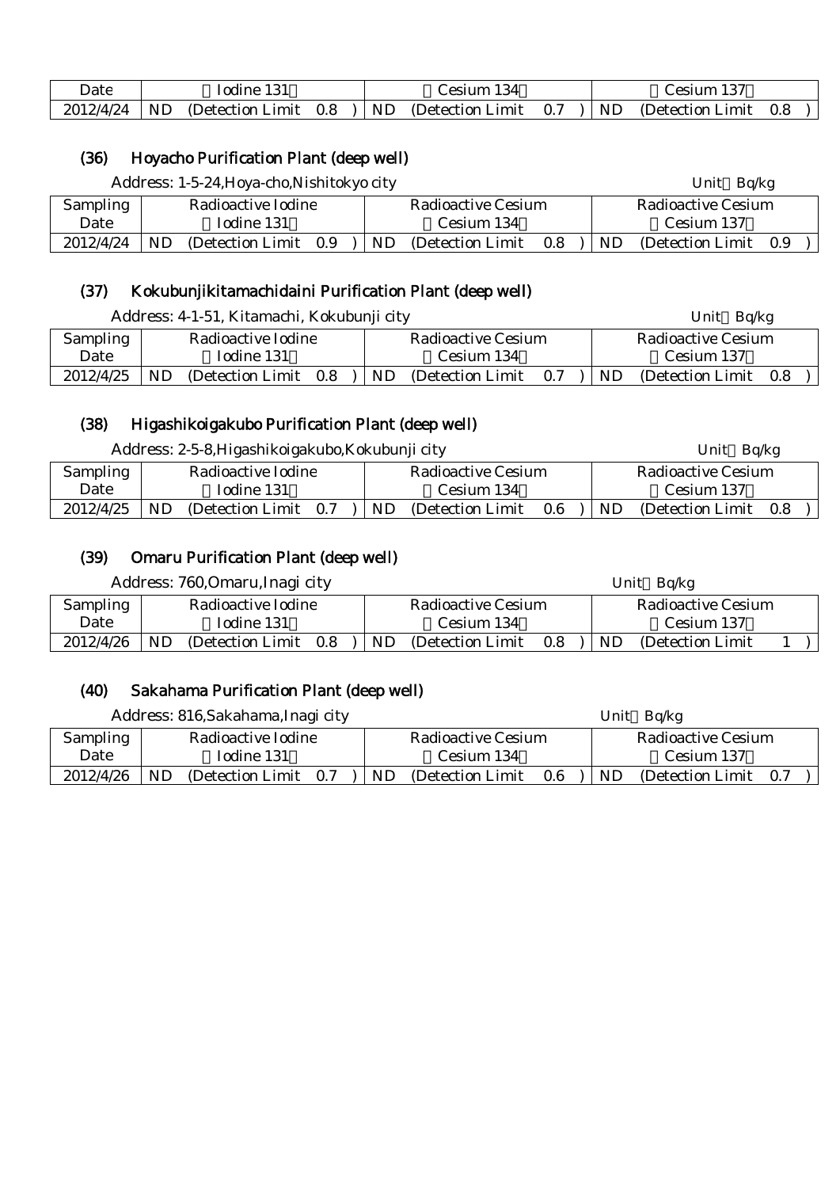| Date | Iodine 131 | Cesium 134 | Cesium 137 |
|---|---|---|---|
| 2012/4/24 | ND (Detection Limit 0.8 ) | ND (Detection Limit 0.7 ) | ND (Detection Limit 0.8 ) |

## (36) Hoyacho Purification Plant (deep well)

Address: 1-5-24,Hoya-cho,Nishitokyo city

Unit Bq/kg

| Sampling Date | Radioactive Iodine Iodine 131 | Radioactive Cesium Cesium 134 | Radioactive Cesium Cesium 137 |
|---|---|---|---|
| 2012/4/24 | ND (Detection Limit 0.9 ) | ND (Detection Limit 0.8 ) | ND (Detection Limit 0.9 ) |

## (37) Kokubunjikitamachidaini Purification Plant (deep well)

Address: 4-1-51, Kitamachi, Kokubunji city

Unit Bq/kg

| Sampling Date | Radioactive Iodine Iodine 131 | Radioactive Cesium Cesium 134 | Radioactive Cesium Cesium 137 |
|---|---|---|---|
| 2012/4/25 | ND (Detection Limit 0.8 ) | ND (Detection Limit 0.7 ) | ND (Detection Limit 0.8 ) |

## (38) Higashikoigakubo Purification Plant (deep well)

Address: 2-5-8,Higashikoigakubo,Kokubunji city

Unit Bq/kg

| Sampling Date | Radioactive Iodine Iodine 131 | Radioactive Cesium Cesium 134 | Radioactive Cesium Cesium 137 |
|---|---|---|---|
| 2012/4/25 | ND (Detection Limit 0.7 ) | ND (Detection Limit 0.6 ) | ND (Detection Limit 0.8 ) |

## (39) Omaru Purification Plant (deep well)

Address: 760,Omaru,Inagi city

Unit Bq/kg

| Sampling Date | Radioactive Iodine Iodine 131 | Radioactive Cesium Cesium 134 | Radioactive Cesium Cesium 137 |
|---|---|---|---|
| 2012/4/26 | ND (Detection Limit 0.8 ) | ND (Detection Limit 0.8 ) | ND (Detection Limit 1 ) |

## (40) Sakahama Purification Plant (deep well)

Address: 816,Sakahama,Inagi city

Unit Bq/kg

| Sampling Date | Radioactive Iodine Iodine 131 | Radioactive Cesium Cesium 134 | Radioactive Cesium Cesium 137 |
|---|---|---|---|
| 2012/4/26 | ND (Detection Limit 0.7 ) | ND (Detection Limit 0.6 ) | ND (Detection Limit 0.7 ) |